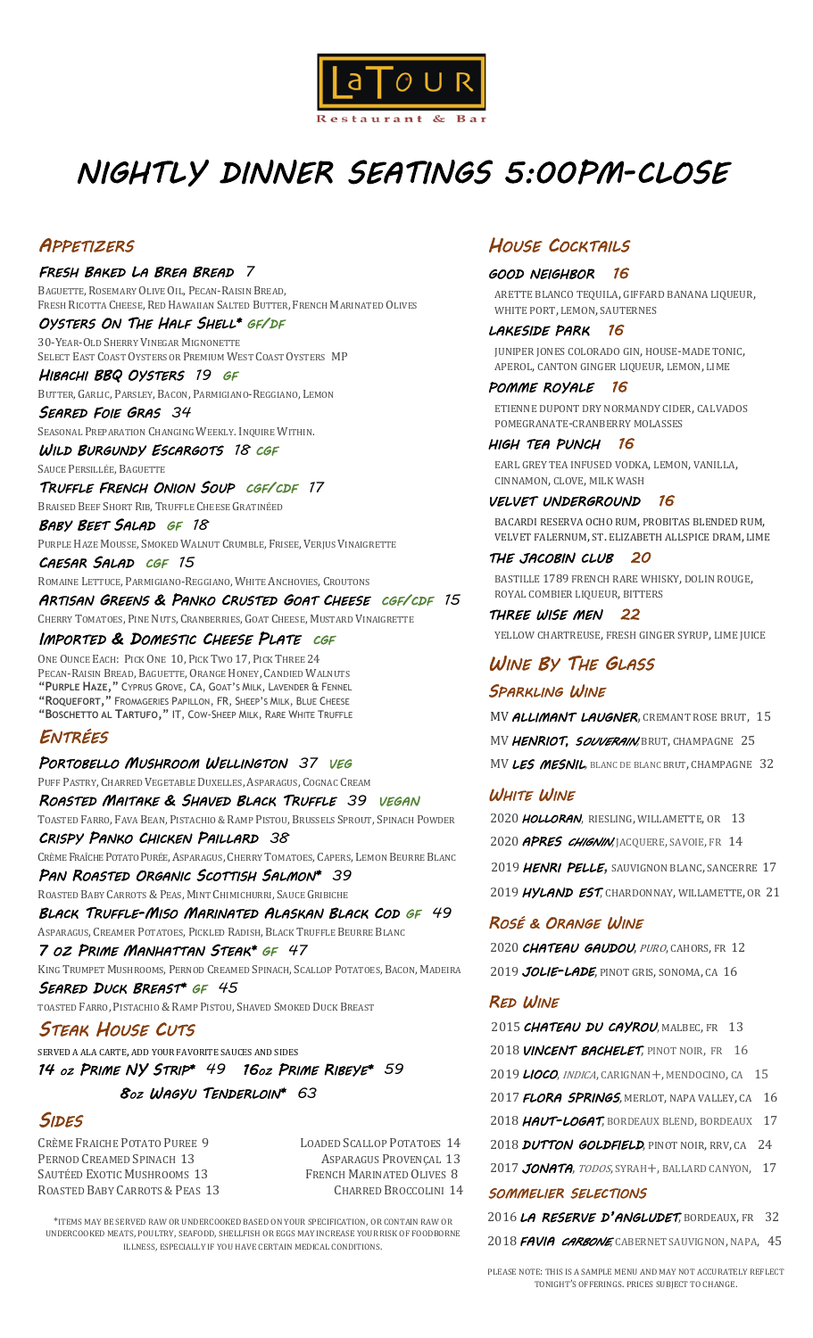# LaTour Restaurant & Bar

# Nightly Dinner Seatings 5:00PM-Close

## Appetizers

**Fresh Baked La Brea Bread** 7
Baguette, Rosemary Olive Oil, Pecan-Raisin Bread,
Fresh Ricotta Cheese, Red Hawaiian Salted Butter, French Marinated Olives

**Oysters On The Half Shell*** GF/DF
30-Year-Old Sherry Vinegar Mignonette
Select East Coast Oysters or Premium West Coast Oysters MP

**Hibachi BBQ Oysters** 19 GF
Butter, Garlic, Parsley, Bacon, Parmigiano-Reggiano, Lemon

**Seared Foie Gras** 34
Seasonal Preparation Changing Weekly. Inquire Within.

**Wild Burgundy Escargots** 18 CGF
Sauce Persillée, Baguette

**Truffle French Onion Soup** CGF/CDF 17
Braised Beef Short Rib, Truffle Cheese Gratinéed

**Baby Beet Salad** GF 18
Purple Haze Mousse, Smoked Walnut Crumble, Frisee, Verjus Vinaigrette

**Caesar Salad** CGF 15
Romaine Lettuce, Parmigiano-Reggiano, White Anchovies, Croutons

**Artisan Greens & Panko Crusted Goat Cheese** CGF/CDF 15
Cherry Tomatoes, Pine Nuts, Cranberries, Goat Cheese, Mustard Vinaigrette

**Imported & Domestic Cheese Plate** CGF
One Ounce Each: Pick One 10, Pick Two 17, Pick Three 24
Pecan-Raisin Bread, Baguette, Orange Honey, Candied Walnuts
"Purple Haze," Cyprus Grove, CA, Goat's Milk, Lavender & Fennel
"Roquefort," Fromageries Papillon, FR, Sheep's Milk, Blue Cheese
"Boschetto al Tartufo," IT, Cow-Sheep Milk, Rare White Truffle

## Entrées

**Portobello Mushroom Wellington** 37 VEG
Puff Pastry, Charred Vegetable Duxelles, Asparagus, Cognac Cream

**Roasted Maitake & Shaved Black Truffle** 39 VEGAN
Toasted Farro, Fava Bean, Pistachio & Ramp Pistou, Brussels Sprout, Spinach Powder

**Crispy Panko Chicken Paillard** 38
Crème Fraîche Potato Purée, Asparagus, Cherry Tomatoes, Capers, Lemon Beurre Blanc

**Pan Roasted Organic Scottish Salmon*** 39
Roasted Baby Carrots & Peas, Mint Chimichurri, Sauce Gribiche

**Black Truffle-Miso Marinated Alaskan Black Cod** GF 49
Asparagus, Creamer Potatoes, Pickled Radish, Black Truffle Beurre Blanc

**7 oz Prime Manhattan Steak*** GF 47
King Trumpet Mushrooms, Pernod Creamed Spinach, Scallop Potatoes, Bacon, Madeira

**Seared Duck Breast*** GF 45
Toasted Farro, Pistachio & Ramp Pistou, Shaved Smoked Duck Breast

## Steak House Cuts

Served a la carte, add your favorite sauces and sides

**14 oz Prime NY Strip*** 49 **16oz Prime Ribeye*** 59
**8oz Wagyu Tenderloin*** 63

## Sides

Crème Fraiche Potato Puree 9
Pernod Creamed Spinach 13
Sautéed Exotic Mushrooms 13
Roasted Baby Carrots & Peas 13
Loaded Scallop Potatoes 14
Asparagus Provençal 13
French Marinated Olives 8
Charred Broccolini 14

*Items may be served raw or undercooked based on your specification, or contain raw or undercooked meats, poultry, seafood, shellfish or eggs may increase your risk of foodborne illness, especially if you have certain medical conditions.

## House Cocktails

**Good Neighbor** 16
Arette Blanco Tequila, Giffard Banana Liqueur, White Port, Lemon, Sauternes

**Lakeside Park** 16
Juniper Jones Colorado Gin, House-Made Tonic, Aperol, Canton Ginger Liqueur, Lemon, Lime

**Pomme Royale** 16
Etienne Dupont Dry Normandy Cider, Calvados Pomegranate-Cranberry Molasses

**High Tea Punch** 16
Earl Grey Tea Infused Vodka, Lemon, Vanilla, Cinnamon, Clove, Milk Wash

**Velvet Underground** 16
Bacardi Reserva Ocho Rum, Probitas Blended Rum, Velvet Falernum, St. Elizabeth Allspice Dram, Lime

**The Jacobin Club** 20
Bastille 1789 French Rare Whisky, Dolin Rouge, Royal Combier Liqueur, Bitters

**Three Wise Men** 22
Yellow Chartreuse, Fresh Ginger Syrup, Lime Juice

## Wine By The Glass

### Sparkling Wine

MV **Allimant Laugner**, Cremant Rose Brut, 15
MV **Henriot, Souverain**, Brut, Champagne 25
MV **Les Mesnil**, Blanc de Blanc Brut, Champagne 32

### White Wine

2020 **Holloran**, Riesling, Willamette, OR 13
2020 **Apres Chignin**, Jacquere, Savoie, FR 14
2019 **Henri Pelle**, Sauvignon Blanc, Sancerre 17
2019 **Hyland Est**, Chardonnay, Willamette, OR 21

### Rosé & Orange Wine

2020 **Chateau Gaudou**, *Puro*, Cahors, FR 12
2019 **Jolie-Lade**, Pinot Gris, Sonoma, CA 16

### Red Wine

2015 **Chateau du Cayrou**, Malbec, FR 13
2018 **Vincent Bachelet**, Pinot Noir, FR 16
2019 **Lioco**, *Indica*, Carignan+, Mendocino, CA 15
2017 **Flora Springs**, Merlot, Napa Valley, CA 16
2018 **Haut-Logat**, Bordeaux Blend, Bordeaux 17
2018 **Dutton Goldfield**, Pinot Noir, RRV, CA 24
2017 **Jonata**, *Todos*, Syrah+, Ballard Canyon, 17

### Sommelier Selections

2016 **La Reserve d'Angludet**, Bordeaux, FR 32
2018 **Favia Carbone**, Cabernet Sauvignon, Napa, 45

Please note: This is a sample menu and may not accurately reflect tonight's offerings. Prices subject to change.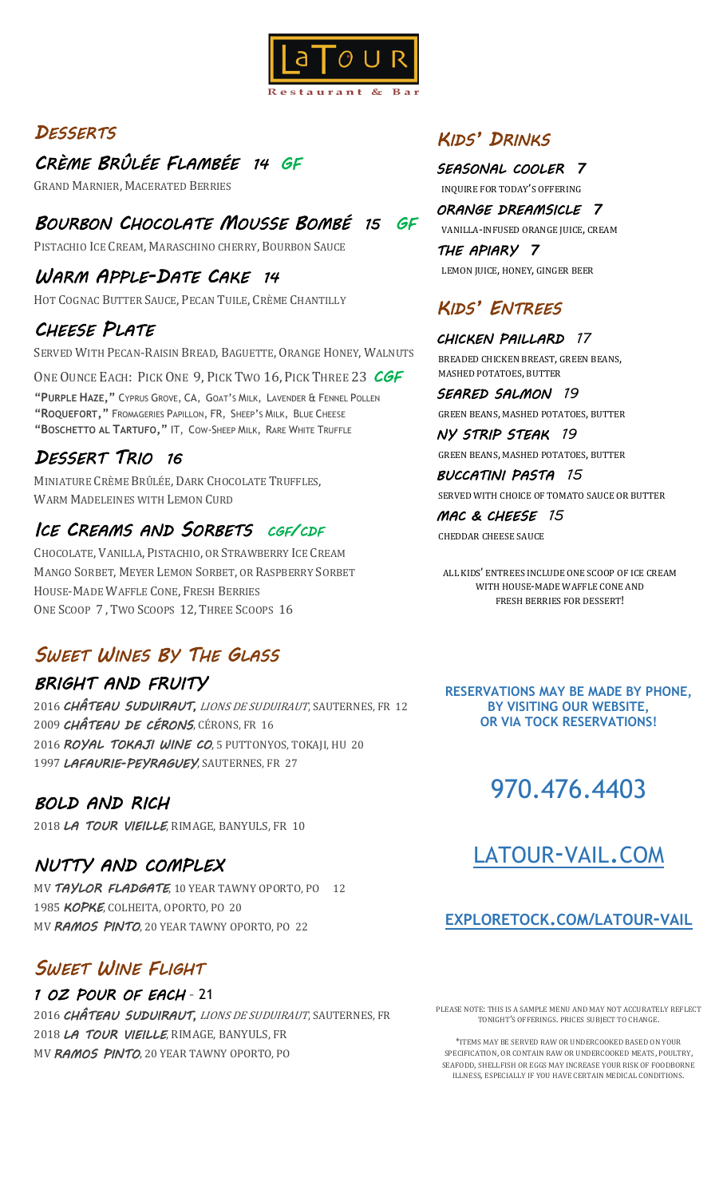LaTour
Restaurant & Bar

## Desserts

### Crème Brûlée Flambée 14 GF

Grand Marnier, Macerated Berries

### Bourbon Chocolate Mousse Bombé 15 GF

Pistachio Ice Cream, Maraschino Cherry, Bourbon Sauce

### Warm Apple-Date Cake 14

Hot Cognac Butter Sauce, Pecan Tuile, Crème Chantilly

### Cheese Plate

Served With Pecan-Raisin Bread, Baguette, Orange Honey, Walnuts

One Ounce Each: Pick One 9, Pick Two 16, Pick Three 23 **CGF**

"Purple Haze," Cyprus Grove, CA, Goat's Milk, Lavender & Fennel Pollen
"Roquefort," Fromageries Papillon, FR, Sheep's Milk, Blue Cheese
"Boschetto al Tartufo," IT, Cow-Sheep Milk, Rare White Truffle

### Dessert Trio 16

Miniature Crème Brûlée, Dark Chocolate Truffles,
Warm Madeleines with Lemon Curd

### Ice Creams and Sorbets CGF/CDF

Chocolate, Vanilla, Pistachio, or Strawberry Ice Cream
Mango Sorbet, Meyer Lemon Sorbet, or Raspberry Sorbet
House-Made Waffle Cone, Fresh Berries
One Scoop 7, Two Scoops 12, Three Scoops 16

## Sweet Wines By The Glass

### Bright and Fruity

2016 **Château Suduiraut,** *Lions de Suduiraut*, Sauternes, FR 12
2009 **Château de Cérons**, Cérons, FR 16
2016 **Royal Tokaji Wine Co**, 5 Puttonyos, Tokaji, HU 20
1997 **Lafaurie-Peyraguey**, Sauternes, FR 27

### Bold and Rich

2018 **La Tour Vieille**, Rimage, Banyuls, FR 10

### Nutty and Complex

MV **Taylor Fladgate**, 10 Year Tawny Oporto, PO 12
1985 **Kopke**, Colheita, Oporto, PO 20
MV **Ramos Pinto**, 20 Year Tawny Oporto, PO 22

## Sweet Wine Flight

### 1 oz Pour of Each - 21

2016 **Château Suduiraut,** *Lions de Suduiraut*, Sauternes, FR
2018 **La Tour Vieille**, Rimage, Banyuls, FR
MV **Ramos Pinto**, 20 Year Tawny Oporto, PO

## Kids' Drinks

### Seasonal Cooler 7

Inquire for today's offering

### Orange Dreamsicle 7

Vanilla-infused orange juice, cream

### The Apiary 7

Lemon juice, honey, ginger beer

## Kids' Entrees

### Chicken Paillard 17

Breaded chicken breast, green beans, mashed potatoes, butter

### Seared Salmon 19

Green beans, mashed potatoes, butter

### NY Strip Steak 19

Green beans, mashed potatoes, butter

### Buccatini Pasta 15

Served with choice of tomato sauce or butter

### Mac & Cheese 15

Cheddar cheese sauce

All kids' entrees include one scoop of ice cream with house-made waffle cone and fresh berries for dessert!

**Reservations may be made by phone, by visiting our website, or via Tock reservations!**

970.476.4403

LATOUR-VAIL.COM

**EXPLORETOCK.COM/LATOUR-VAIL**

Please note: This is a sample menu and may not accurately reflect tonight's offerings. Prices subject to change.

*Items may be served raw or undercooked based on your specification, or contain raw or undercooked meats, poultry, seafood, shellfish or eggs may increase your risk of foodborne illness, especially if you have certain medical conditions.